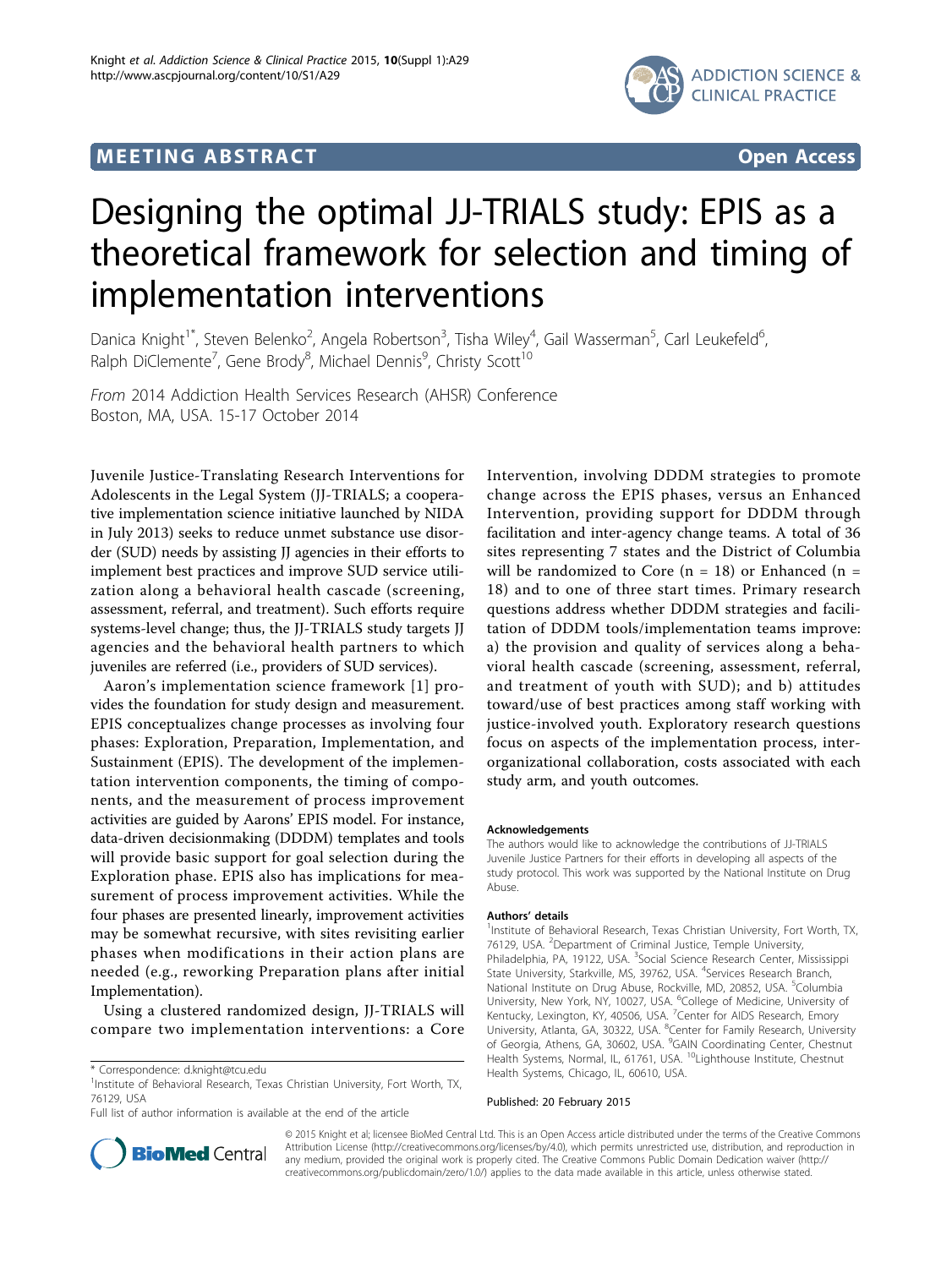MEETING ABSTRACT Open Access

# Designing the optimal JJ-TRIALS study: EPIS as a theoretical framework for selection and timing of implementation interventions

Danica Knight[1*], Steven Belenko[2], Angela Robertson[3], Tisha Wiley[4], Gail Wasserman[5], Carl Leukefeld[6], Ralph DiClemente[7], Gene Brody[8], Michael Dennis[9], Christy Scott[10]

*From* 2014 Addiction Health Services Research (AHSR) Conference
Boston, MA, USA. 15-17 October 2014

Juvenile Justice-Translating Research Interventions for Adolescents in the Legal System (JJ-TRIALS; a cooperative implementation science initiative launched by NIDA in July 2013) seeks to reduce unmet substance use disorder (SUD) needs by assisting JJ agencies in their efforts to implement best practices and improve SUD service utilization along a behavioral health cascade (screening, assessment, referral, and treatment). Such efforts require systems-level change; thus, the JJ-TRIALS study targets JJ agencies and the behavioral health partners to which juveniles are referred (i.e., providers of SUD services).

Aaron's implementation science framework [1] provides the foundation for study design and measurement. EPIS conceptualizes change processes as involving four phases: Exploration, Preparation, Implementation, and Sustainment (EPIS). The development of the implementation intervention components, the timing of components, and the measurement of process improvement activities are guided by Aarons' EPIS model. For instance, data-driven decisionmaking (DDDM) templates and tools will provide basic support for goal selection during the Exploration phase. EPIS also has implications for measurement of process improvement activities. While the four phases are presented linearly, improvement activities may be somewhat recursive, with sites revisiting earlier phases when modifications in their action plans are needed (e.g., reworking Preparation plans after initial Implementation).

Using a clustered randomized design, JJ-TRIALS will compare two implementation interventions: a Core Intervention, involving DDDM strategies to promote change across the EPIS phases, versus an Enhanced Intervention, providing support for DDDM through facilitation and inter-agency change teams. A total of 36 sites representing 7 states and the District of Columbia will be randomized to Core (n = 18) or Enhanced (n = 18) and to one of three start times. Primary research questions address whether DDDM strategies and facilitation of DDDM tools/implementation teams improve: a) the provision and quality of services along a behavioral health cascade (screening, assessment, referral, and treatment of youth with SUD); and b) attitudes toward/use of best practices among staff working with justice-involved youth. Exploratory research questions focus on aspects of the implementation process, inter-organizational collaboration, costs associated with each study arm, and youth outcomes.

#### Acknowledgements

The authors would like to acknowledge the contributions of JJ-TRIALS Juvenile Justice Partners for their efforts in developing all aspects of the study protocol. This work was supported by the National Institute on Drug Abuse.

#### Authors' details

[1]Institute of Behavioral Research, Texas Christian University, Fort Worth, TX, 76129, USA. [2]Department of Criminal Justice, Temple University, Philadelphia, PA, 19122, USA. [3]Social Science Research Center, Mississippi State University, Starkville, MS, 39762, USA. [4]Services Research Branch, National Institute on Drug Abuse, Rockville, MD, 20852, USA. [5]Columbia University, New York, NY, 10027, USA. [6]College of Medicine, University of Kentucky, Lexington, KY, 40506, USA. [7]Center for AIDS Research, Emory University, Atlanta, GA, 30322, USA. [8]Center for Family Research, University of Georgia, Athens, GA, 30602, USA. [9]GAIN Coordinating Center, Chestnut Health Systems, Normal, IL, 61761, USA. [10]Lighthouse Institute, Chestnut Health Systems, Chicago, IL, 60610, USA.

Published: 20 February 2015

\* Correspondence: d.knight@tcu.edu
[1]Institute of Behavioral Research, Texas Christian University, Fort Worth, TX, 76129, USA
Full list of author information is available at the end of the article

© 2015 Knight et al; licensee BioMed Central Ltd. This is an Open Access article distributed under the terms of the Creative Commons Attribution License (http://creativecommons.org/licenses/by/4.0), which permits unrestricted use, distribution, and reproduction in any medium, provided the original work is properly cited. The Creative Commons Public Domain Dedication waiver (http://creativecommons.org/publicdomain/zero/1.0/) applies to the data made available in this article, unless otherwise stated.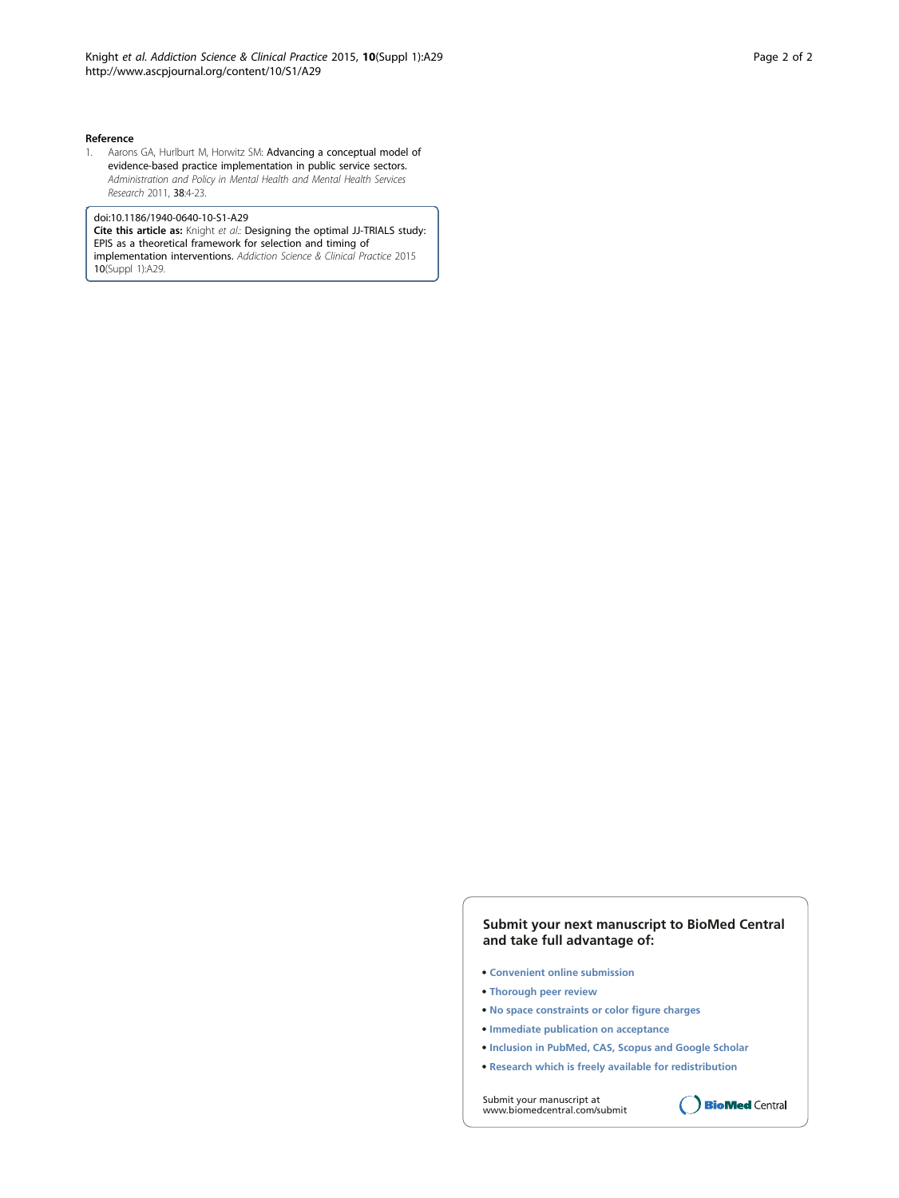### Reference

1. Aarons GA, Hurlburt M, Horwitz SM: **Advancing a conceptual model of evidence-based practice implementation in public service sectors.** *Administration and Policy in Mental Health and Mental Health Services Research* 2011, **38**:4-23.

doi:10.1186/1940-0640-10-S1-A29
**Cite this article as:** Knight *et al.*: Designing the optimal JJ-TRIALS study: EPIS as a theoretical framework for selection and timing of implementation interventions. *Addiction Science & Clinical Practice* 2015 **10**(Suppl 1):A29.

**Submit your next manuscript to BioMed Central and take full advantage of:**

- **Convenient online submission**
- **Thorough peer review**
- **No space constraints or color figure charges**
- **Immediate publication on acceptance**
- **Inclusion in PubMed, CAS, Scopus and Google Scholar**
- **Research which is freely available for redistribution**

Submit your manuscript at
www.biomedcentral.com/submit

BioMed Central